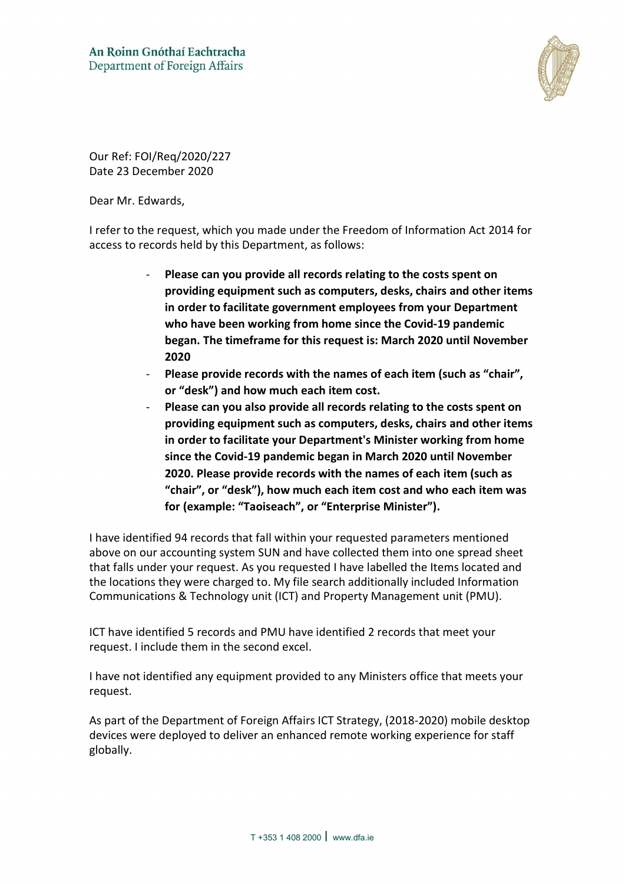An Roinn Gnóthaí Eachtracha
Department of Foreign Affairs

Our Ref: FOI/Req/2020/227
Date 23 December 2020

Dear Mr. Edwards,

I refer to the request, which you made under the Freedom of Information Act 2014 for access to records held by this Department, as follows:

- **Please can you provide all records relating to the costs spent on providing equipment such as computers, desks, chairs and other items in order to facilitate government employees from your Department who have been working from home since the Covid-19 pandemic began. The timeframe for this request is: March 2020 until November 2020**
- **Please provide records with the names of each item (such as "chair", or "desk") and how much each item cost.**
- **Please can you also provide all records relating to the costs spent on providing equipment such as computers, desks, chairs and other items in order to facilitate your Department's Minister working from home since the Covid-19 pandemic began in March 2020 until November 2020. Please provide records with the names of each item (such as "chair", or "desk"), how much each item cost and who each item was for (example: "Taoiseach", or "Enterprise Minister").**

I have identified 94 records that fall within your requested parameters mentioned above on our accounting system SUN and have collected them into one spread sheet that falls under your request. As you requested I have labelled the Items located and the locations they were charged to. My file search additionally included Information Communications & Technology unit (ICT) and Property Management unit (PMU).

ICT have identified 5 records and PMU have identified 2 records that meet your request. I include them in the second excel.

I have not identified any equipment provided to any Ministers office that meets your request.

As part of the Department of Foreign Affairs ICT Strategy, (2018-2020) mobile desktop devices were deployed to deliver an enhanced remote working experience for staff globally.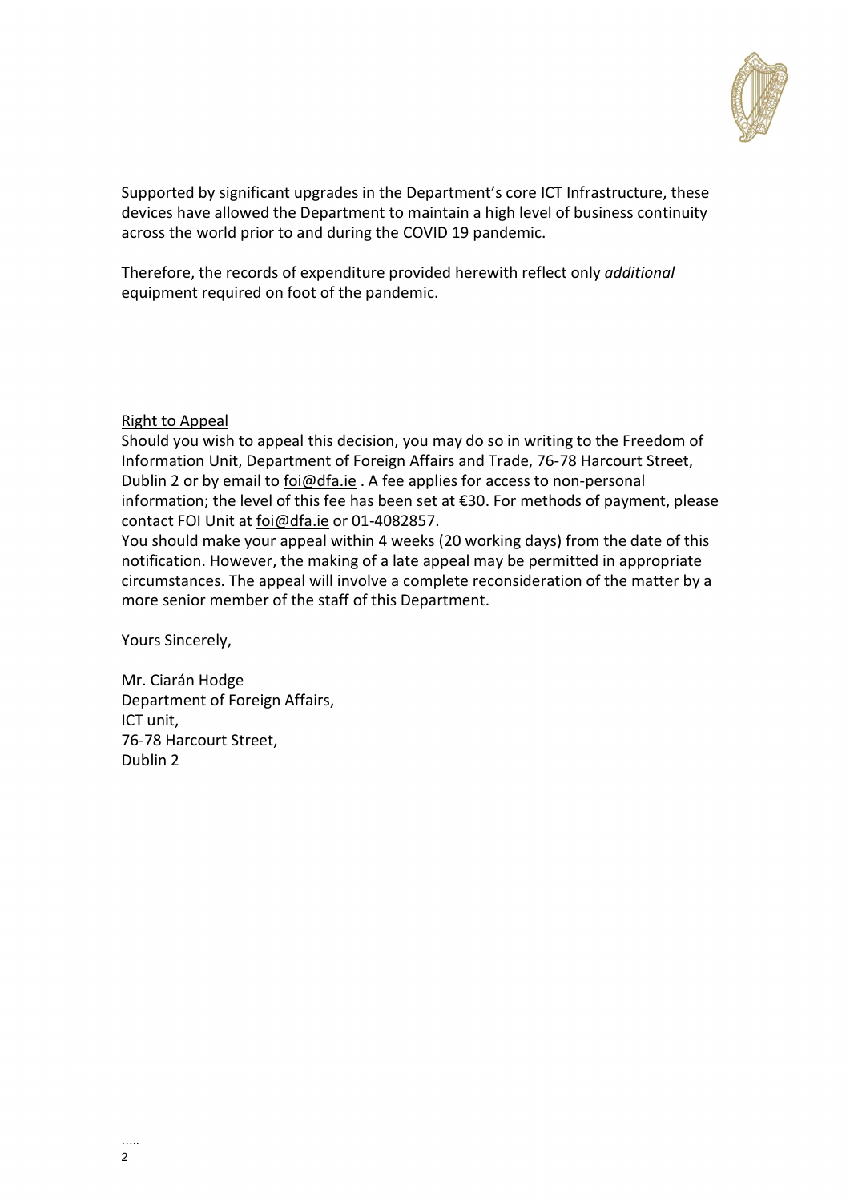Supported by significant upgrades in the Department's core ICT Infrastructure, these devices have allowed the Department to maintain a high level of business continuity across the world prior to and during the COVID 19 pandemic.

Therefore, the records of expenditure provided herewith reflect only *additional* equipment required on foot of the pandemic.

Right to Appeal

Should you wish to appeal this decision, you may do so in writing to the Freedom of Information Unit, Department of Foreign Affairs and Trade, 76-78 Harcourt Street, Dublin 2 or by email to foi@dfa.ie . A fee applies for access to non-personal information; the level of this fee has been set at €30. For methods of payment, please contact FOI Unit at foi@dfa.ie or 01-4082857.
You should make your appeal within 4 weeks (20 working days) from the date of this notification. However, the making of a late appeal may be permitted in appropriate circumstances. The appeal will involve a complete reconsideration of the matter by a more senior member of the staff of this Department.

Yours Sincerely,

Mr. Ciarán Hodge
Department of Foreign Affairs,
ICT unit,
76-78 Harcourt Street,
Dublin 2